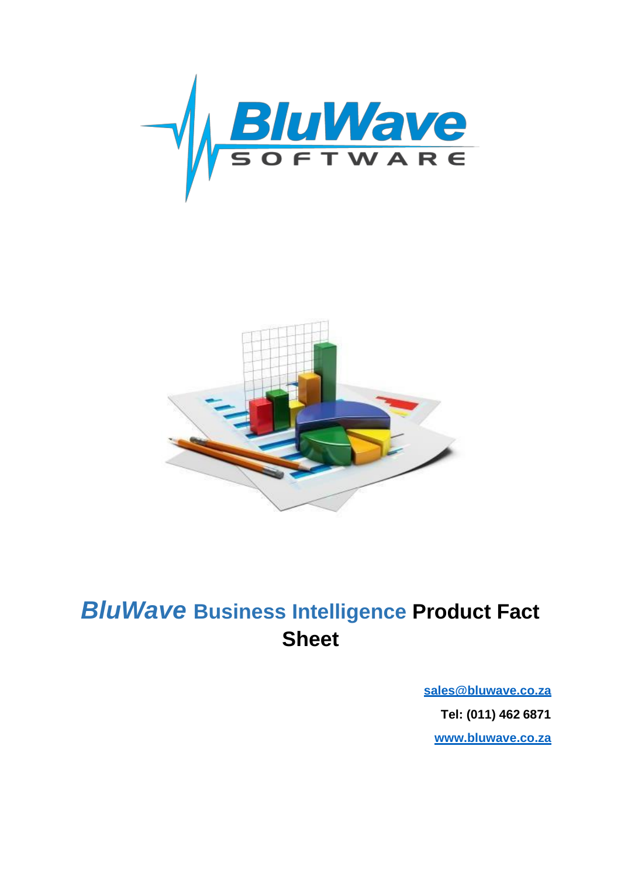# *BluWave* Business Intelligence Product Fact Sheet

[sales@bluwave.co.za](mailto:sales@bluwave.co.za)

**Tel: (011) 462 6871**

[www.bluwave.co.za](http://www.bluwave.co.za)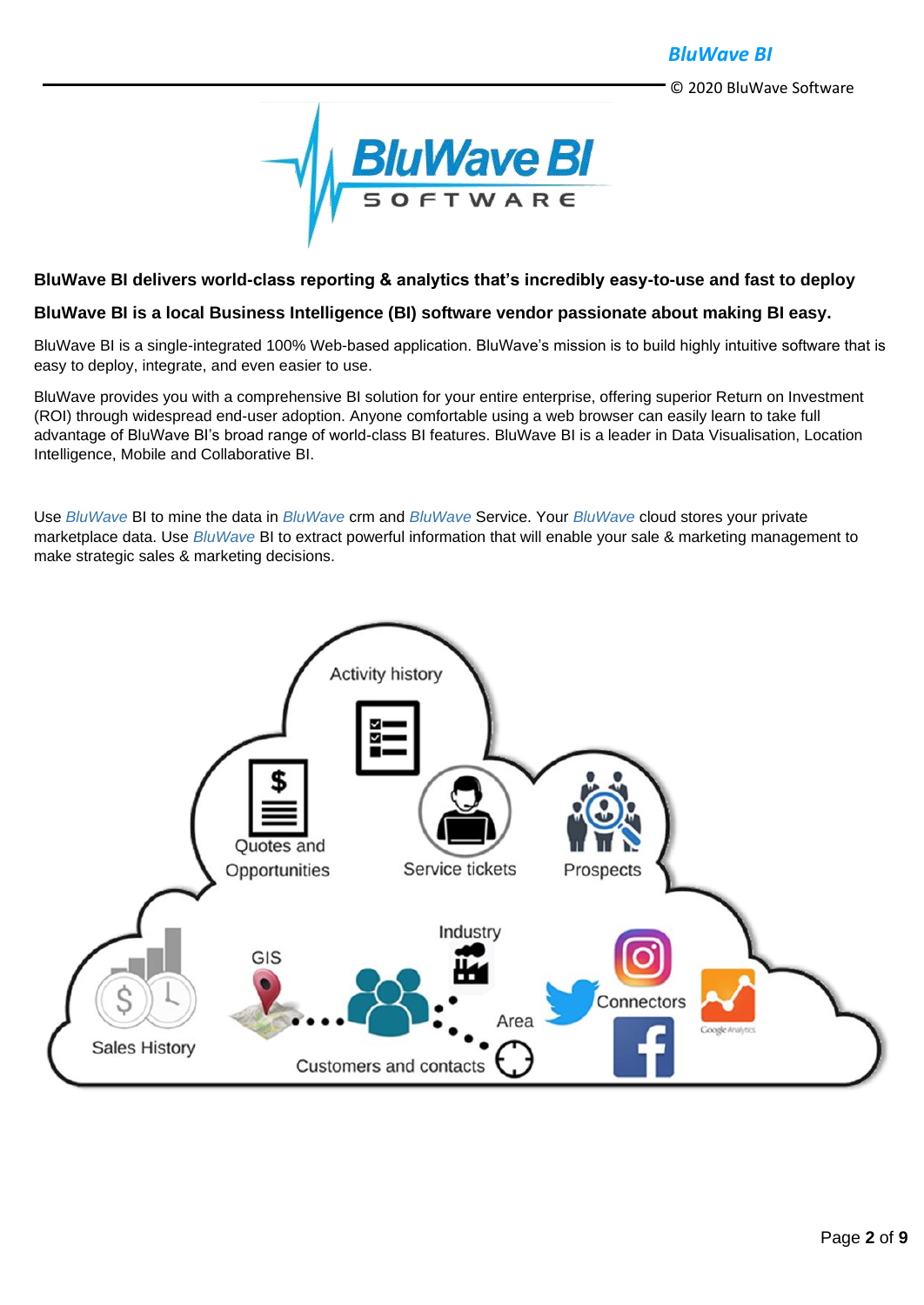**BluWave BI delivers world-class reporting & analytics that's incredibly easy-to-use and fast to deploy**

**BluWave BI is a local Business Intelligence (BI) software vendor passionate about making BI easy.**

BluWave BI is a single-integrated 100% Web-based application. BluWave's mission is to build highly intuitive software that is easy to deploy, integrate, and even easier to use.

BluWave provides you with a comprehensive BI solution for your entire enterprise, offering superior Return on Investment (ROI) through widespread end-user adoption. Anyone comfortable using a web browser can easily learn to take full advantage of BluWave BI's broad range of world-class BI features. BluWave BI is a leader in Data Visualisation, Location Intelligence, Mobile and Collaborative BI.

Use *BluWave* BI to mine the data in *BluWave* crm and *BluWave* Service. Your *BluWave* cloud stores your private marketplace data. Use *BluWave* BI to extract powerful information that will enable your sale & marketing management to make strategic sales & marketing decisions.

Activity history

Quotes and Opportunities

Service tickets

Prospects

Sales History

GIS

Industry

Area

Customers and contacts

Connectors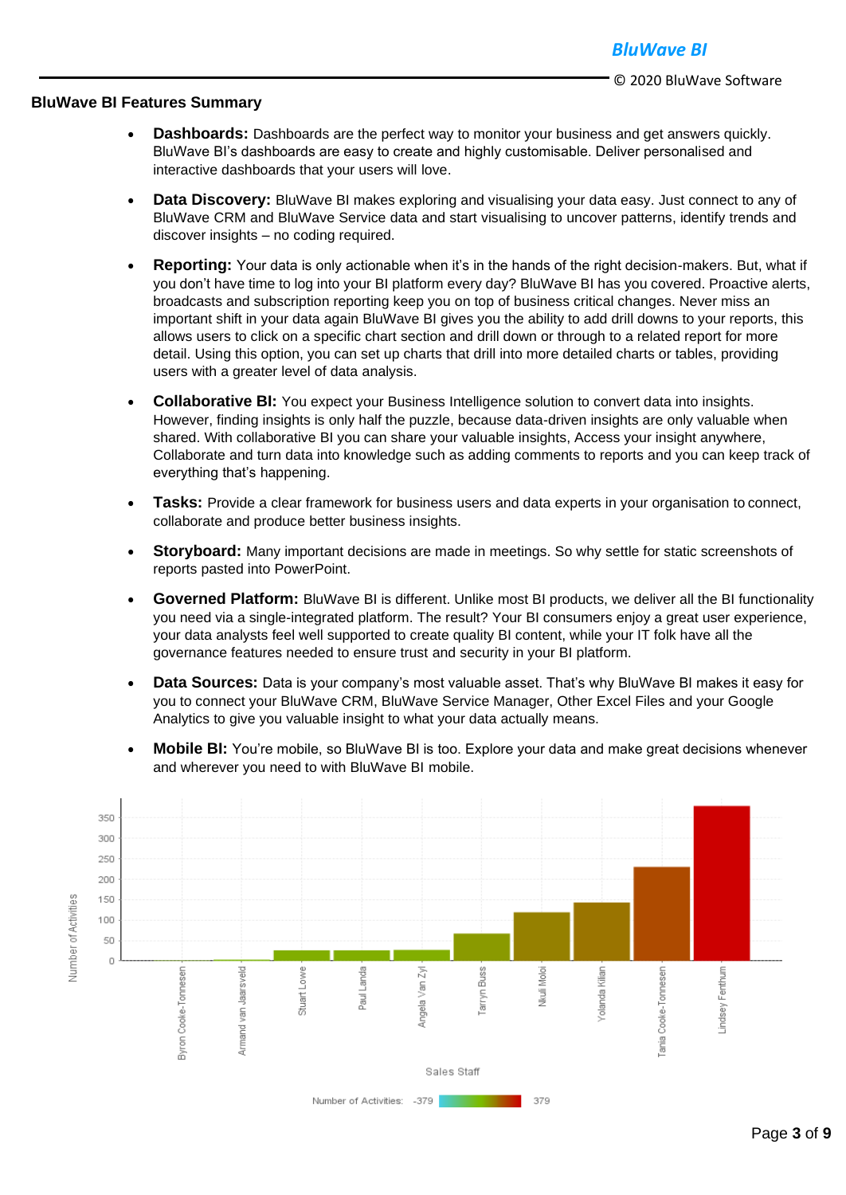## BluWave BI Features Summary

- **Dashboards:** Dashboards are the perfect way to monitor your business and get answers quickly. BluWave BI's dashboards are easy to create and highly customisable. Deliver personalised and interactive dashboards that your users will love.
- **Data Discovery:** BluWave BI makes exploring and visualising your data easy. Just connect to any of BluWave CRM and BluWave Service data and start visualising to uncover patterns, identify trends and discover insights – no coding required.
- **Reporting:** Your data is only actionable when it's in the hands of the right decision-makers. But, what if you don't have time to log into your BI platform every day? BluWave BI has you covered. Proactive alerts, broadcasts and subscription reporting keep you on top of business critical changes. Never miss an important shift in your data again BluWave BI gives you the ability to add drill downs to your reports, this allows users to click on a specific chart section and drill down or through to a related report for more detail. Using this option, you can set up charts that drill into more detailed charts or tables, providing users with a greater level of data analysis.
- **Collaborative BI:** You expect your Business Intelligence solution to convert data into insights. However, finding insights is only half the puzzle, because data-driven insights are only valuable when shared. With collaborative BI you can share your valuable insights, Access your insight anywhere, Collaborate and turn data into knowledge such as adding comments to reports and you can keep track of everything that's happening.
- **Tasks:** Provide a clear framework for business users and data experts in your organisation to connect, collaborate and produce better business insights.
- **Storyboard:** Many important decisions are made in meetings. So why settle for static screenshots of reports pasted into PowerPoint.
- **Governed Platform:** BluWave BI is different. Unlike most BI products, we deliver all the BI functionality you need via a single-integrated platform. The result? Your BI consumers enjoy a great user experience, your data analysts feel well supported to create quality BI content, while your IT folk have all the governance features needed to ensure trust and security in your BI platform.
- **Data Sources:** Data is your company's most valuable asset. That's why BluWave BI makes it easy for you to connect your BluWave CRM, BluWave Service Manager, Other Excel Files and your Google Analytics to give you valuable insight to what your data actually means.
- **Mobile BI:** You're mobile, so BluWave BI is too. Explore your data and make great decisions whenever and wherever you need to with BluWave BI mobile.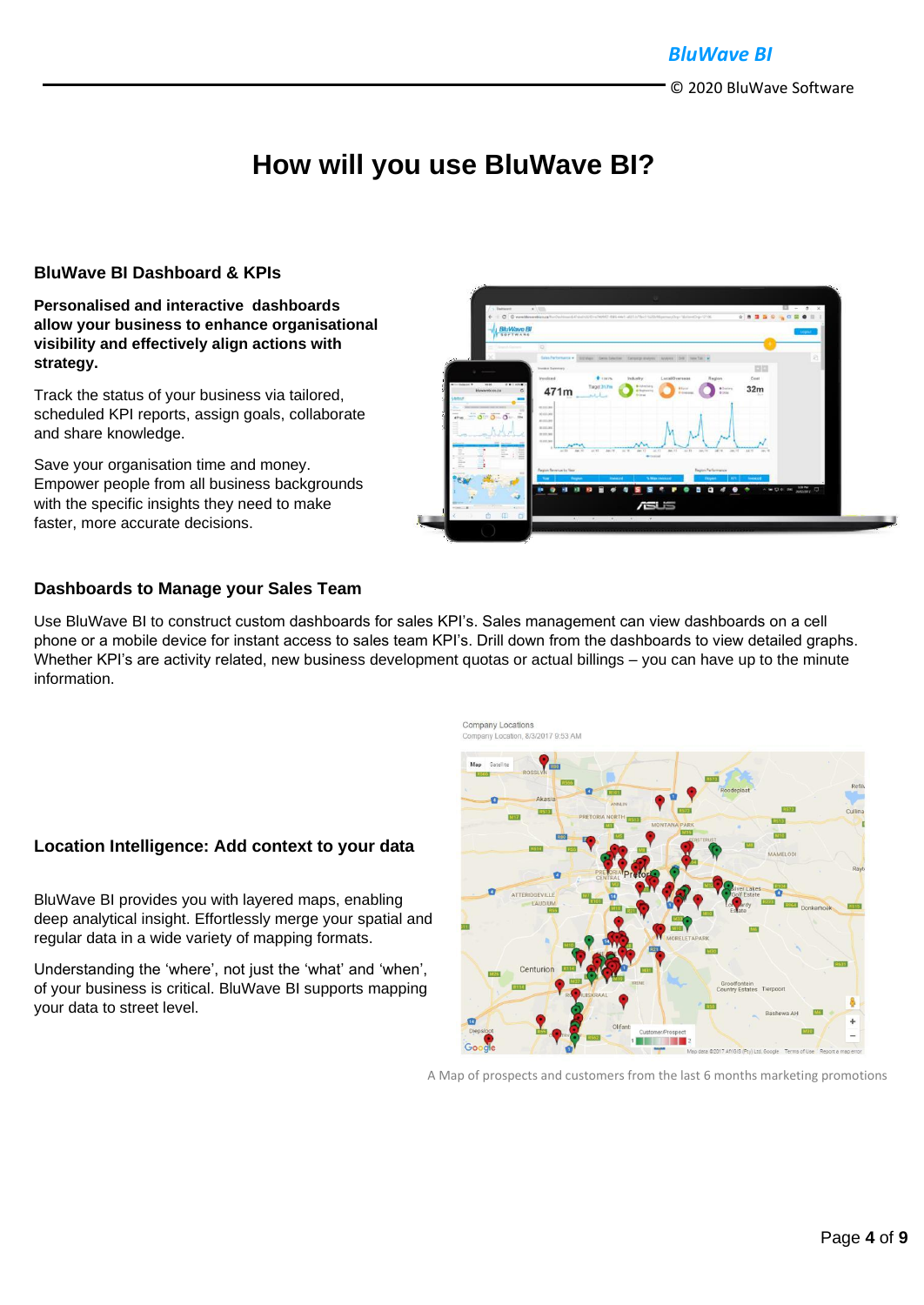# How will you use BluWave BI?

## BluWave BI Dashboard & KPIs

**Personalised and interactive dashboards allow your business to enhance organisational visibility and effectively align actions with strategy.**

Track the status of your business via tailored, scheduled KPI reports, assign goals, collaborate and share knowledge.

Save your organisation time and money. Empower people from all business backgrounds with the specific insights they need to make faster, more accurate decisions.

## Dashboards to Manage your Sales Team

Use BluWave BI to construct custom dashboards for sales KPI's. Sales management can view dashboards on a cell phone or a mobile device for instant access to sales team KPI's. Drill down from the dashboards to view detailed graphs. Whether KPI's are activity related, new business development quotas or actual billings – you can have up to the minute information.

## Location Intelligence: Add context to your data

BluWave BI provides you with layered maps, enabling deep analytical insight. Effortlessly merge your spatial and regular data in a wide variety of mapping formats.

Understanding the 'where', not just the 'what' and 'when', of your business is critical. BluWave BI supports mapping your data to street level.

A Map of prospects and customers from the last 6 months marketing promotions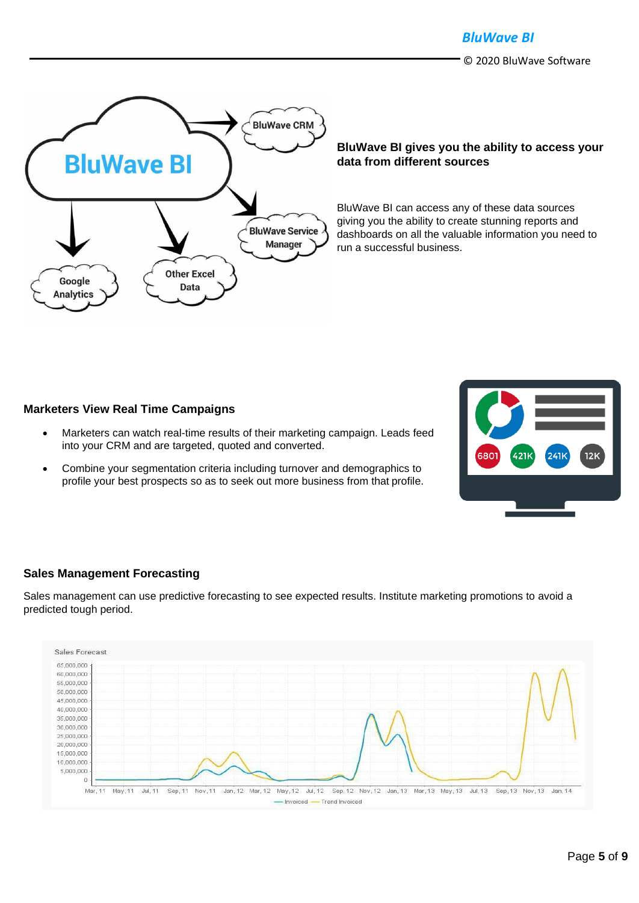### BluWave BI gives you the ability to access your data from different sources

BluWave BI can access any of these data sources giving you the ability to create stunning reports and dashboards on all the valuable information you need to run a successful business.

### Marketers View Real Time Campaigns

- Marketers can watch real-time results of their marketing campaign. Leads feed into your CRM and are targeted, quoted and converted.
- Combine your segmentation criteria including turnover and demographics to profile your best prospects so as to seek out more business from that profile.

### Sales Management Forecasting

Sales management can use predictive forecasting to see expected results. Institute marketing promotions to avoid a predicted tough period.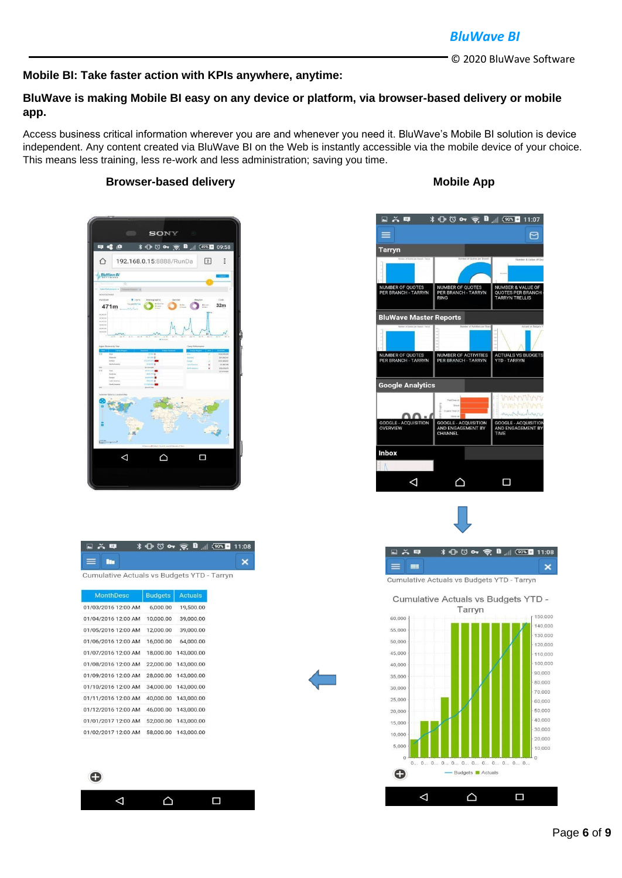**Mobile BI: Take faster action with KPIs anywhere, anytime:**

**BluWave is making Mobile BI easy on any device or platform, via browser-based delivery or mobile app.**

Access business critical information wherever you are and whenever you need it. BluWave's Mobile BI solution is device independent. Any content created via BluWave BI on the Web is instantly accessible via the mobile device of your choice. This means less training, less re-work and less administration; saving you time.

**Browser-based delivery** **Mobile App**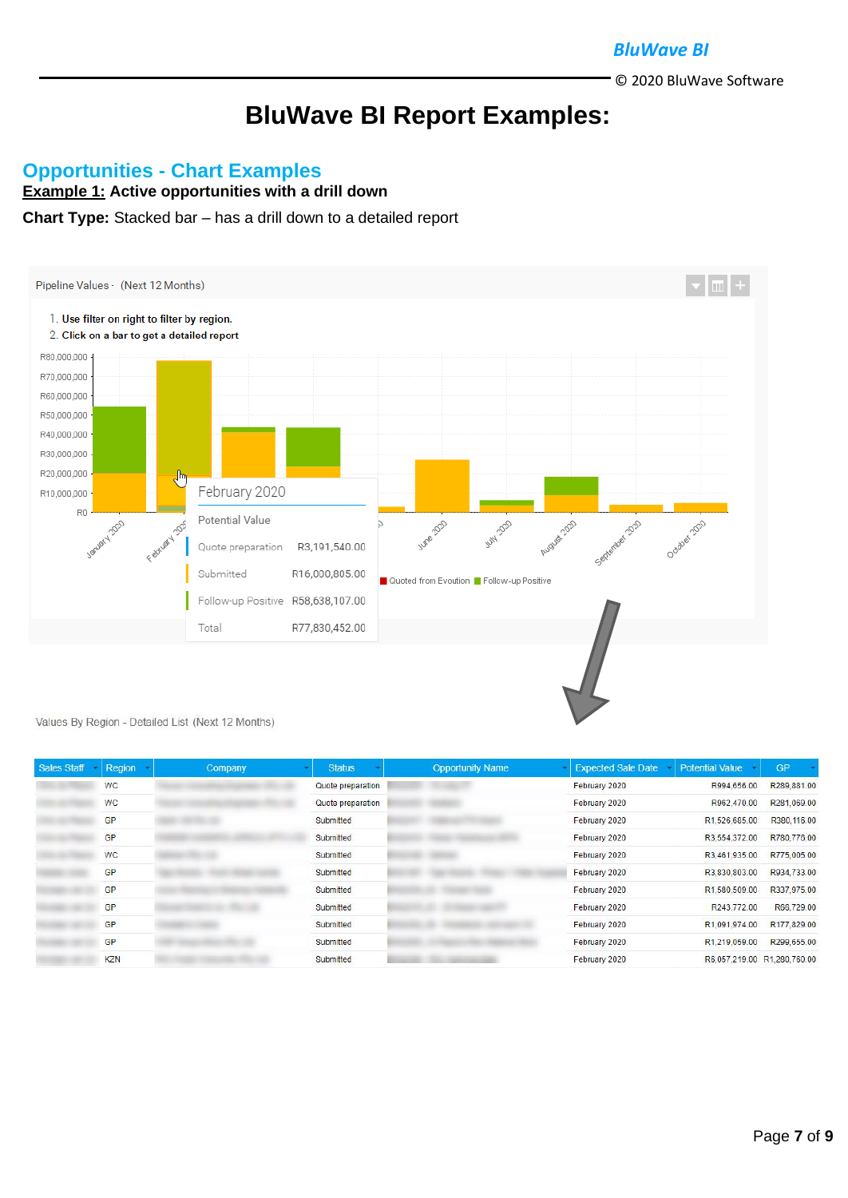# BluWave BI Report Examples:

## Opportunities - Chart Examples

**Example 1: Active opportunities with a drill down**

**Chart Type:** Stacked bar – has a drill down to a detailed report

Pipeline Values - (Next 12 Months)

1. Use filter on right to filter by region.
2. Click on a bar to get a detailed report

February 2020

Potential Value

| | |
|---|---|
| Quote preparation | R3,191,540.00 |
| Submitted | R16,000,805.00 |
| Follow-up Positive | R58,638,107.00 |
| Total | R77,830,452.00 |

Values By Region - Detailed List (Next 12 Months)

| Sales Staff | Region | Company | Status | Opportunity Name | Expected Sale Date | Potential Value | GP |
|---|---|---|---|---|---|---|---|
| | WC | | Quote preparation | | February 2020 | R994,656.00 | R289,881.00 |
| | WC | | Quote preparation | | February 2020 | R962,470.00 | R281,069.00 |
| | GP | | Submitted | | February 2020 | R1,526,685.00 | R380,116.00 |
| | GP | | Submitted | | February 2020 | R3,554,372.00 | R780,776.00 |
| | WC | | Submitted | | February 2020 | R3,461,935.00 | R775,005.00 |
| | GP | | Submitted | | February 2020 | R3,830,803.00 | R934,733.00 |
| | GP | | Submitted | | February 2020 | R1,580,509.00 | R337,975.00 |
| | GP | | Submitted | | February 2020 | R243,772.00 | R66,729.00 |
| | GP | | Submitted | | February 2020 | R1,091,974.00 | R177,829.00 |
| | GP | | Submitted | | February 2020 | R1,219,059.00 | R299,655.00 |
| | KZN | | Submitted | | February 2020 | R6,057,219.00 | R1,280,760.00 |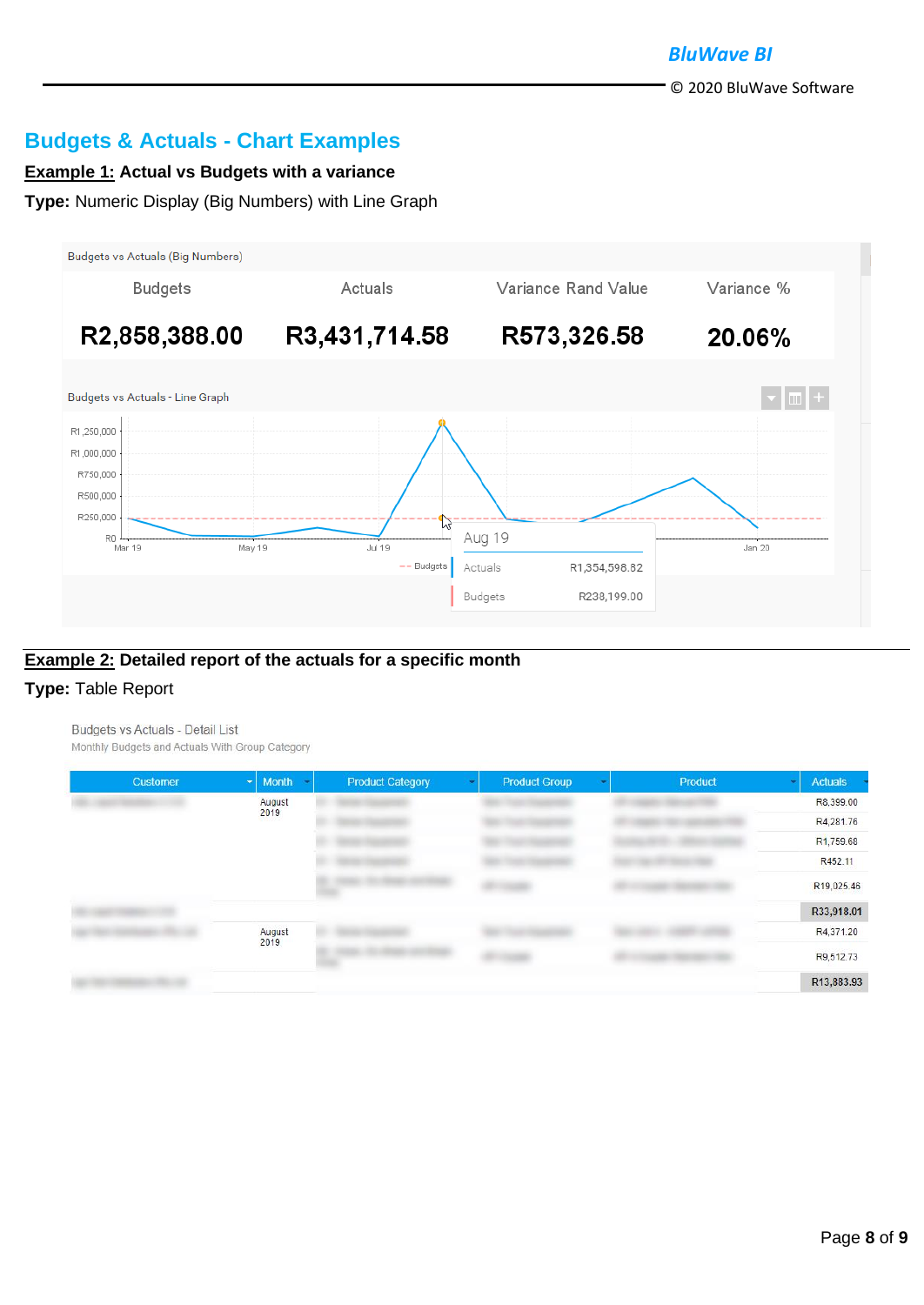## Budgets & Actuals - Chart Examples

**Example 1: Actual vs Budgets with a variance**

**Type:** Numeric Display (Big Numbers) with Line Graph

Budgets vs Actuals (Big Numbers)

| Budgets | Actuals | Variance Rand Value | Variance % |
|---|---|---|---|
| R2,858,388.00 | R3,431,714.58 | R573,326.58 | 20.06% |

Budgets vs Actuals - Line Graph

**Example 2: Detailed report of the actuals for a specific month**

**Type:** Table Report

Budgets vs Actuals - Detail List

Monthly Budgets and Actuals With Group Category

| Customer | Month | Product Category | Product Group | Product | Actuals |
|---|---|---|---|---|---|
| | August 2019 | | | | R8,399.00 |
| | | | | | R4,281.76 |
| | | | | | R1,759.68 |
| | | | | | R452.11 |
| | | | | | R19,025.46 |
| | | | | | R33,918.01 |
| | August 2019 | | | | R4,371.20 |
| | | | | | R9,512.73 |
| | | | | | R13,883.93 |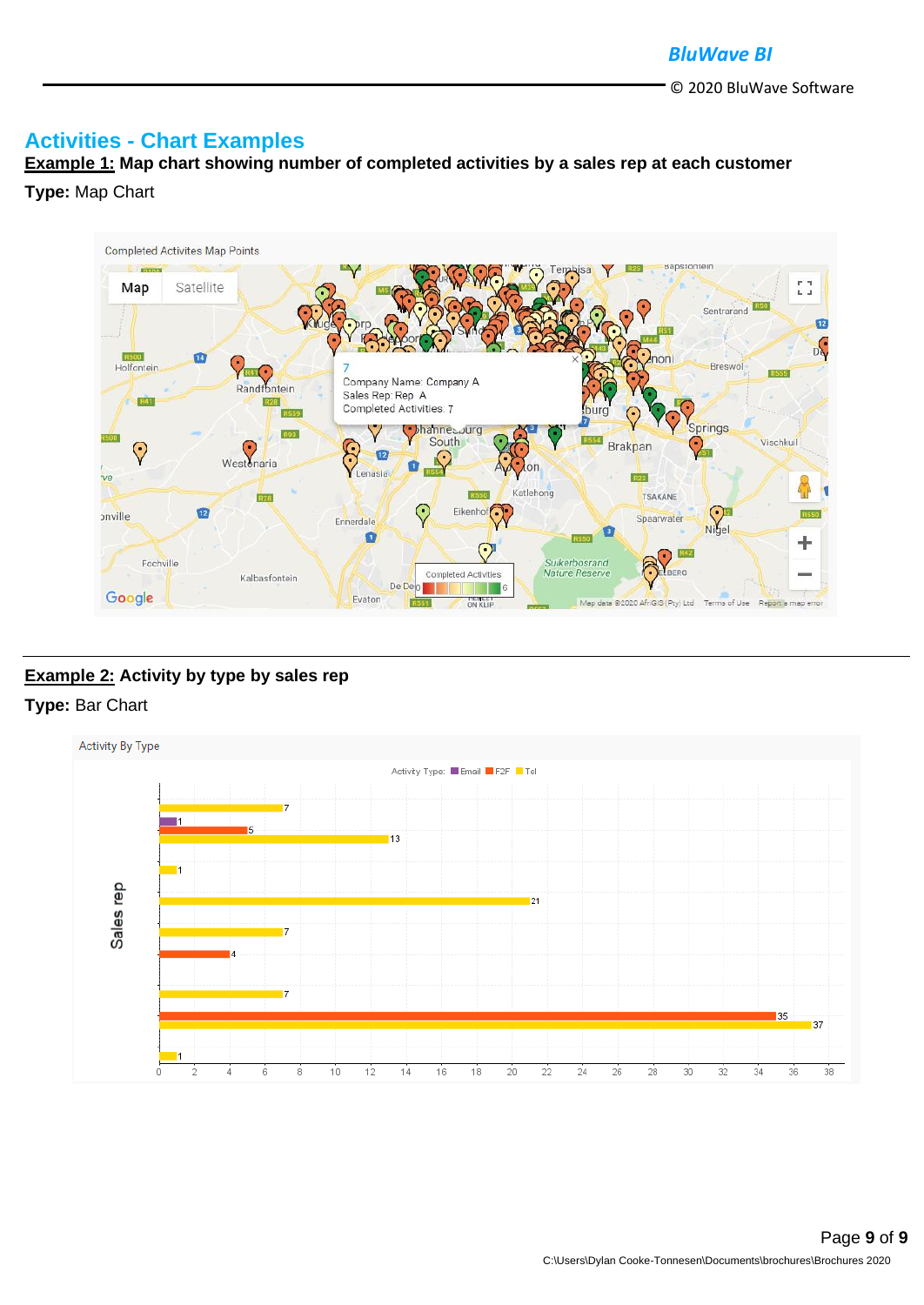# Activities - Chart Examples

**Example 1: Map chart showing number of completed activities by a sales rep at each customer**

**Type:** Map Chart

Completed Activites Map Points

Map Satellite

7
Company Name: Company A
Sales Rep: Rep A
Completed Activities: 7

Completed Activities
6

**Example 2: Activity by type by sales rep**

**Type:** Bar Chart

Activity By Type

Activity Type: Email F2F Tel

Sales rep

7
1
5
13
1
21
7
4
7
35
37
1

0 2 4 6 8 10 12 14 16 18 20 22 24 26 28 30 32 34 36 38